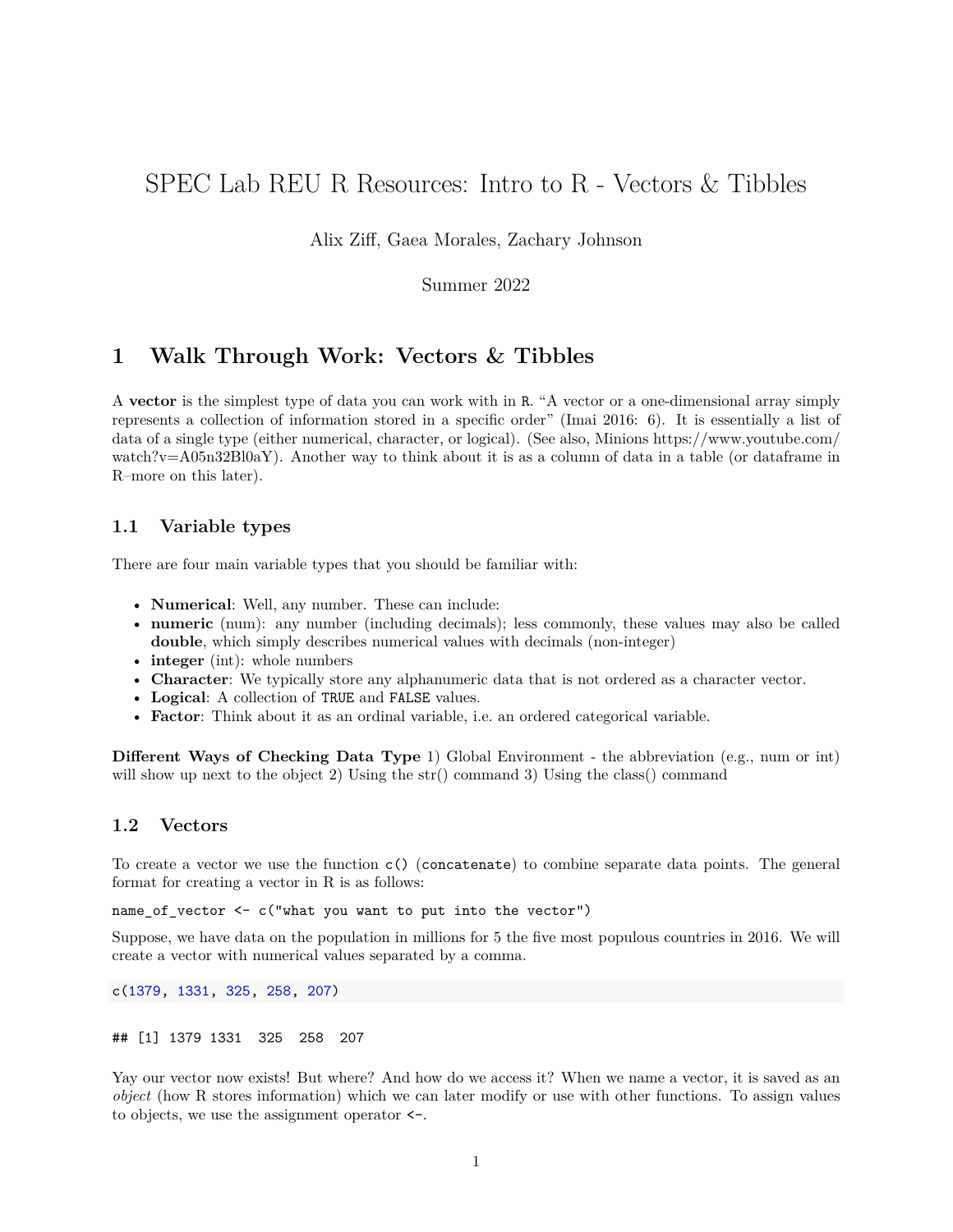# SPEC Lab REU R Resources: Intro to R - Vectors & Tibbles

Alix Ziff, Gaea Morales, Zachary Johnson

Summer 2022

## 1 Walk Through Work: Vectors & Tibbles

A **vector** is the simplest type of data you can work with in `R`. "A vector or a one-dimensional array simply represents a collection of information stored in a specific order" (Imai 2016: 6). It is essentially a list of data of a single type (either numerical, character, or logical). (See also, Minions https://www.youtube.com/watch?v=A05n32Bl0aY). Another way to think about it is as a column of data in a table (or dataframe in R–more on this later).

### 1.1 Variable types

There are four main variable types that you should be familiar with:

- **Numerical**: Well, any number. These can include:
- **numeric** (num): any number (including decimals); less commonly, these values may also be called **double**, which simply describes numerical values with decimals (non-integer)
- **integer** (int): whole numbers
- **Character**: We typically store any alphanumeric data that is not ordered as a character vector.
- **Logical**: A collection of `TRUE` and `FALSE` values.
- **Factor**: Think about it as an ordinal variable, i.e. an ordered categorical variable.

**Different Ways of Checking Data Type** 1) Global Environment - the abbreviation (e.g., num or int) will show up next to the object 2) Using the str() command 3) Using the class() command

### 1.2 Vectors

To create a vector we use the function `c()` (`concatenate`) to combine separate data points. The general format for creating a vector in R is as follows:

```
name_of_vector <- c("what you want to put into the vector")
```

Suppose, we have data on the population in millions for 5 the five most populous countries in 2016. We will create a vector with numerical values separated by a comma.

```
c(1379, 1331, 325, 258, 207)
```

```
## [1] 1379 1331  325  258  207
```

Yay our vector now exists! But where? And how do we access it? When we name a vector, it is saved as an *object* (how R stores information) which we can later modify or use with other functions. To assign values to objects, we use the assignment operator `<-`.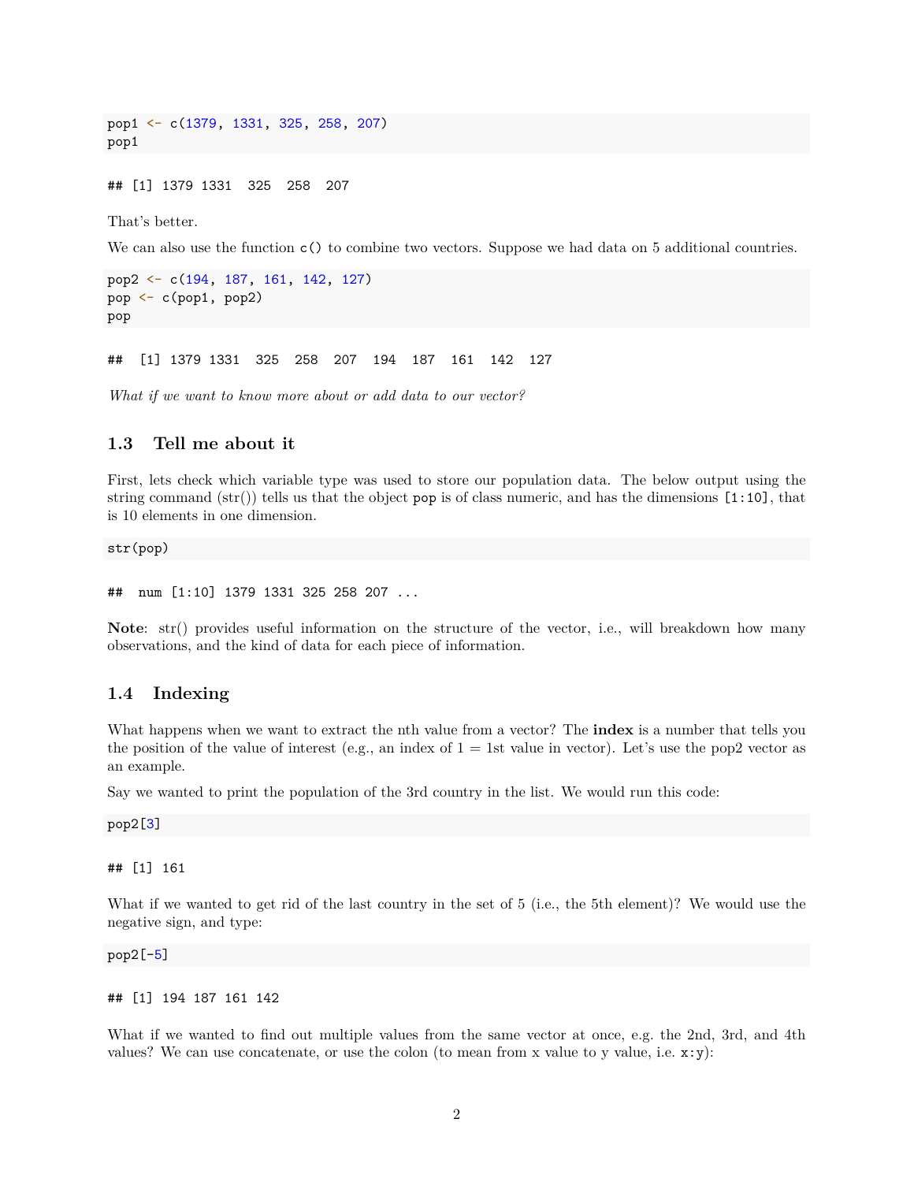```
pop1 <- c(1379, 1331, 325, 258, 207)
pop1
```

```
## [1] 1379 1331  325  258  207
```

That's better.

We can also use the function `c()` to combine two vectors. Suppose we had data on 5 additional countries.

```
pop2 <- c(194, 187, 161, 142, 127)
pop <- c(pop1, pop2)
pop
```

```
##  [1] 1379 1331  325  258  207  194  187  161  142  127
```

*What if we want to know more about or add data to our vector?*

## 1.3 Tell me about it

First, lets check which variable type was used to store our population data. The below output using the string command (str()) tells us that the object `pop` is of class numeric, and has the dimensions `[1:10]`, that is 10 elements in one dimension.

```
str(pop)
```

```
##  num [1:10] 1379 1331 325 258 207 ...
```

**Note**: str() provides useful information on the structure of the vector, i.e., will breakdown how many observations, and the kind of data for each piece of information.

## 1.4 Indexing

What happens when we want to extract the nth value from a vector? The **index** is a number that tells you the position of the value of interest (e.g., an index of 1 = 1st value in vector). Let's use the pop2 vector as an example.

Say we wanted to print the population of the 3rd country in the list. We would run this code:

```
pop2[3]
```

```
## [1] 161
```

What if we wanted to get rid of the last country in the set of 5 (i.e., the 5th element)? We would use the negative sign, and type:

```
pop2[-5]
```

```
## [1] 194 187 161 142
```

What if we wanted to find out multiple values from the same vector at once, e.g. the 2nd, 3rd, and 4th values? We can use concatenate, or use the colon (to mean from x value to y value, i.e. `x:y`):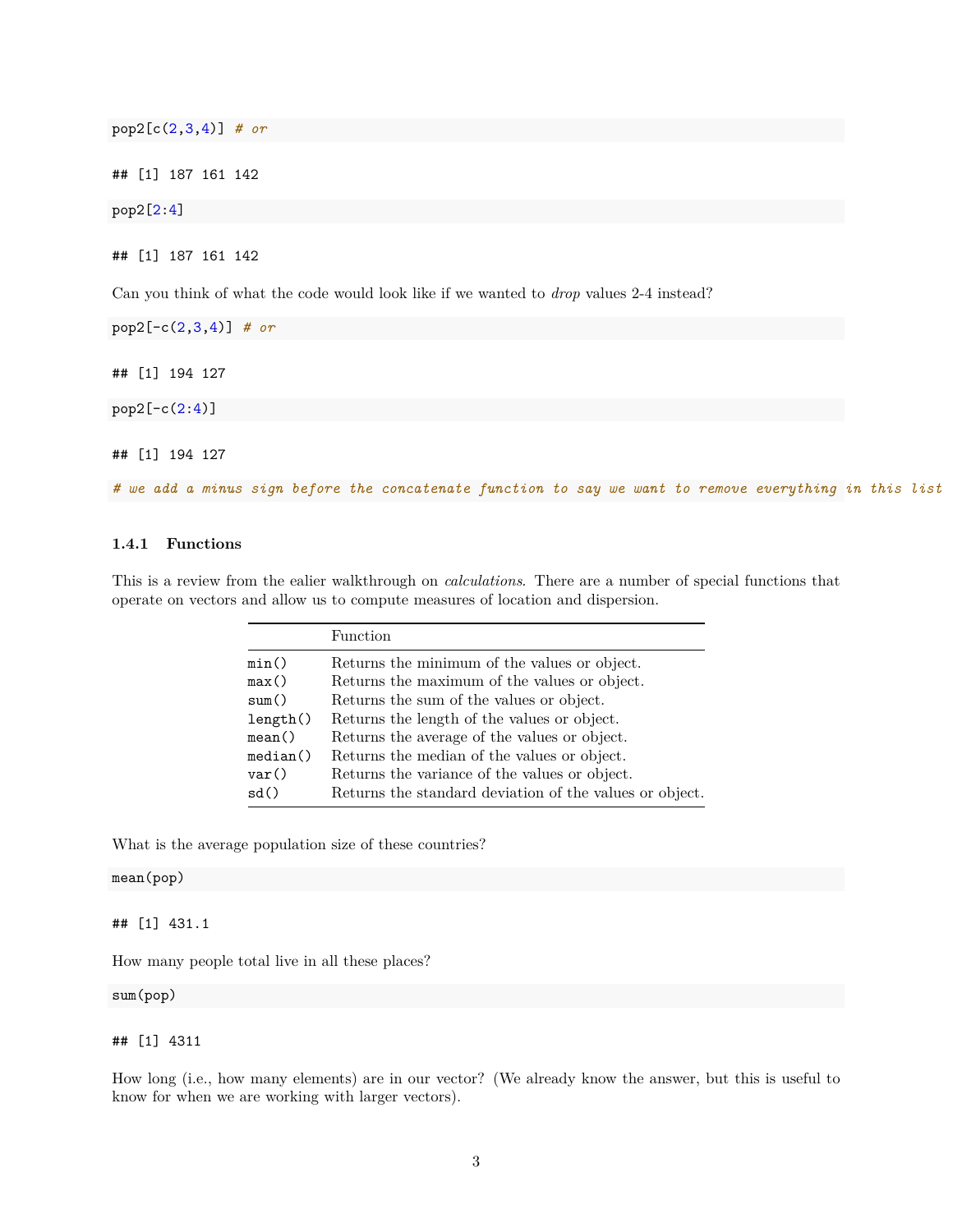```r
pop2[c(2,3,4)] # or
```

```
## [1] 187 161 142
```

```r
pop2[2:4]
```

```
## [1] 187 161 142
```

Can you think of what the code would look like if we wanted to *drop* values 2-4 instead?

```r
pop2[-c(2,3,4)] # or
```

```
## [1] 194 127
```

```r
pop2[-c(2:4)]
```

```
## [1] 194 127
```

```r
# we add a minus sign before the concatenate function to say we want to remove everything in this list
```

### 1.4.1 Functions

This is a review from the ealier walkthrough on *calculations*. There are a number of special functions that operate on vectors and allow us to compute measures of location and dispersion.

| | Function |
|---|---|
| `min()` | Returns the minimum of the values or object. |
| `max()` | Returns the maximum of the values or object. |
| `sum()` | Returns the sum of the values or object. |
| `length()` | Returns the length of the values or object. |
| `mean()` | Returns the average of the values or object. |
| `median()` | Returns the median of the values or object. |
| `var()` | Returns the variance of the values or object. |
| `sd()` | Returns the standard deviation of the values or object. |

What is the average population size of these countries?

```r
mean(pop)
```

```
## [1] 431.1
```

How many people total live in all these places?

```r
sum(pop)
```

```
## [1] 4311
```

How long (i.e., how many elements) are in our vector? (We already know the answer, but this is useful to know for when we are working with larger vectors).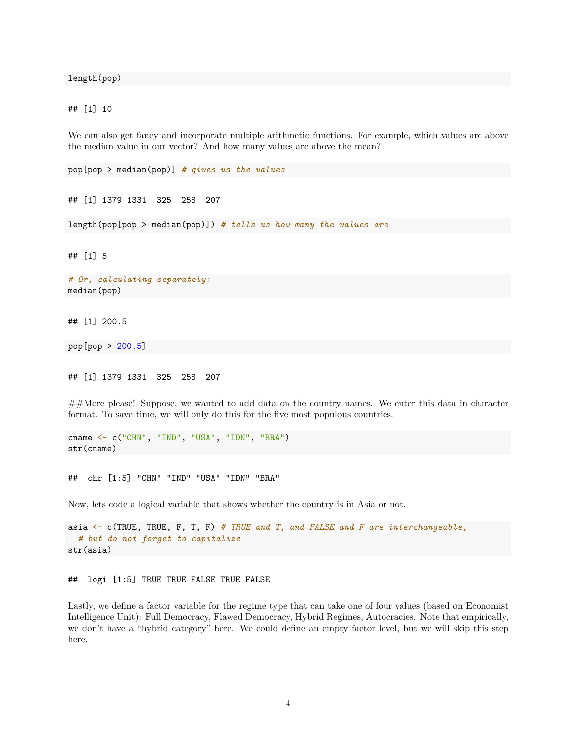```
length(pop)
```

```
## [1] 10
```

We can also get fancy and incorporate multiple arithmetic functions. For example, which values are above the median value in our vector? And how many values are above the mean?

```
pop[pop > median(pop)] # gives us the values
```

```
## [1] 1379 1331  325  258  207
```

```
length(pop[pop > median(pop)]) # tells us how many the values are
```

```
## [1] 5
```

```
# Or, calculating separately:
median(pop)
```

```
## [1] 200.5
```

```
pop[pop > 200.5]
```

```
## [1] 1379 1331  325  258  207
```

##More please! Suppose, we wanted to add data on the country names. We enter this data in character format. To save time, we will only do this for the five most populous countries.

```
cname <- c("CHN", "IND", "USA", "IDN", "BRA")
str(cname)
```

```
##  chr [1:5] "CHN" "IND" "USA" "IDN" "BRA"
```

Now, lets code a logical variable that shows whether the country is in Asia or not.

```
asia <- c(TRUE, TRUE, F, T, F) # TRUE and T, and FALSE and F are interchangeable,
  # but do not forget to capitalize
str(asia)
```

```
##  logi [1:5] TRUE TRUE FALSE TRUE FALSE
```

Lastly, we define a factor variable for the regime type that can take one of four values (based on Economist Intelligence Unit): Full Democracy, Flawed Democracy, Hybrid Regimes, Autocracies. Note that empirically, we don't have a "hybrid category" here. We could define an empty factor level, but we will skip this step here.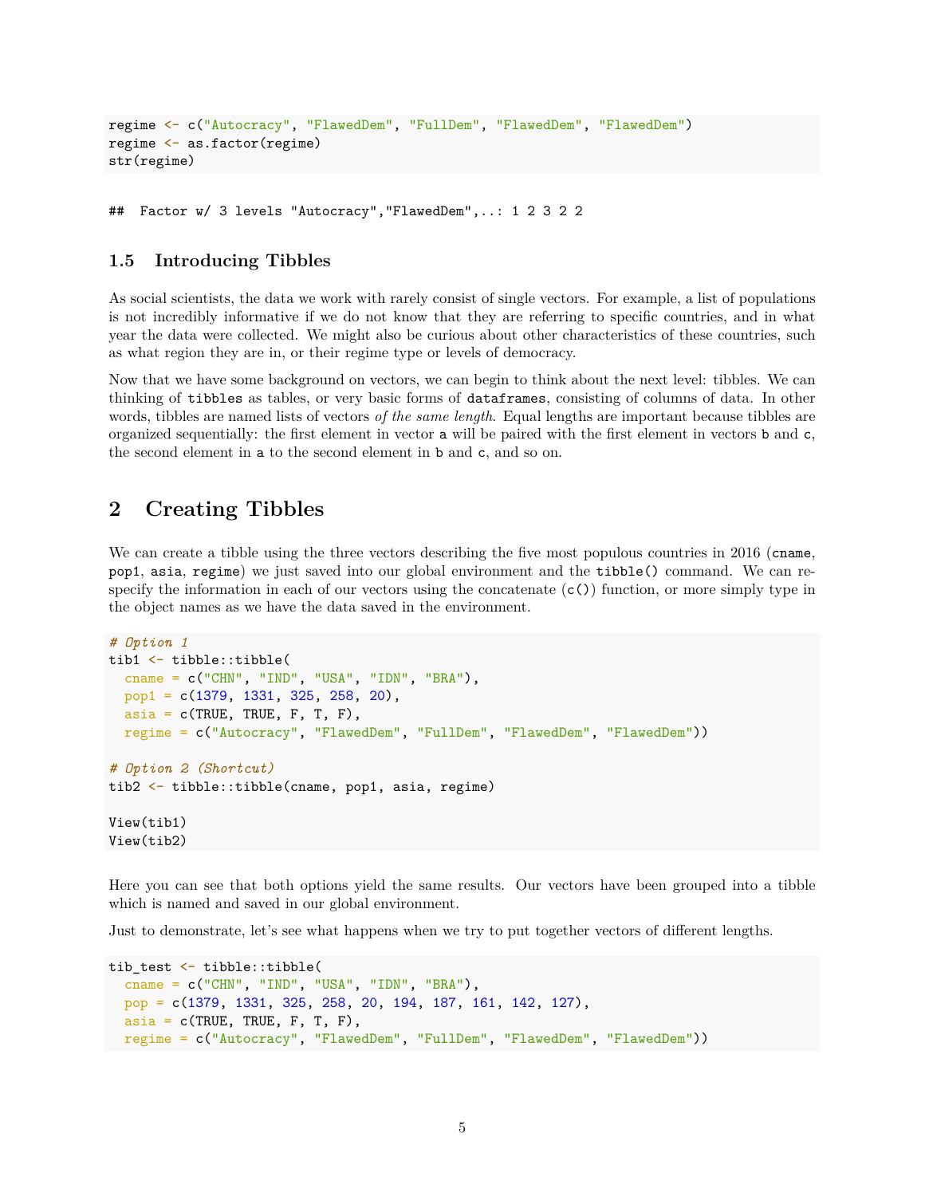```
regime <- c("Autocracy", "FlawedDem", "FullDem", "FlawedDem", "FlawedDem")
regime <- as.factor(regime)
str(regime)
```

```
##  Factor w/ 3 levels "Autocracy","FlawedDem",..: 1 2 3 2 2
```

### 1.5 Introducing Tibbles

As social scientists, the data we work with rarely consist of single vectors. For example, a list of populations is not incredibly informative if we do not know that they are referring to specific countries, and in what year the data were collected. We might also be curious about other characteristics of these countries, such as what region they are in, or their regime type or levels of democracy.

Now that we have some background on vectors, we can begin to think about the next level: tibbles. We can thinking of `tibbles` as tables, or very basic forms of `dataframes`, consisting of columns of data. In other words, tibbles are named lists of vectors *of the same length*. Equal lengths are important because tibbles are organized sequentially: the first element in vector `a` will be paired with the first element in vectors `b` and `c`, the second element in `a` to the second element in `b` and `c`, and so on.

## 2 Creating Tibbles

We can create a tibble using the three vectors describing the five most populous countries in 2016 (`cname`, `pop1`, `asia`, `regime`) we just saved into our global environment and the `tibble()` command. We can re-specify the information in each of our vectors using the concatenate (`c()`) function, or more simply type in the object names as we have the data saved in the environment.

```
# Option 1
tib1 <- tibble::tibble(
  cname = c("CHN", "IND", "USA", "IDN", "BRA"),
  pop1 = c(1379, 1331, 325, 258, 20),
  asia = c(TRUE, TRUE, F, T, F),
  regime = c("Autocracy", "FlawedDem", "FullDem", "FlawedDem", "FlawedDem"))

# Option 2 (Shortcut)
tib2 <- tibble::tibble(cname, pop1, asia, regime)

View(tib1)
View(tib2)
```

Here you can see that both options yield the same results. Our vectors have been grouped into a tibble which is named and saved in our global environment.

Just to demonstrate, let's see what happens when we try to put together vectors of different lengths.

```
tib_test <- tibble::tibble(
  cname = c("CHN", "IND", "USA", "IDN", "BRA"),
  pop = c(1379, 1331, 325, 258, 20, 194, 187, 161, 142, 127),
  asia = c(TRUE, TRUE, F, T, F),
  regime = c("Autocracy", "FlawedDem", "FullDem", "FlawedDem", "FlawedDem"))
```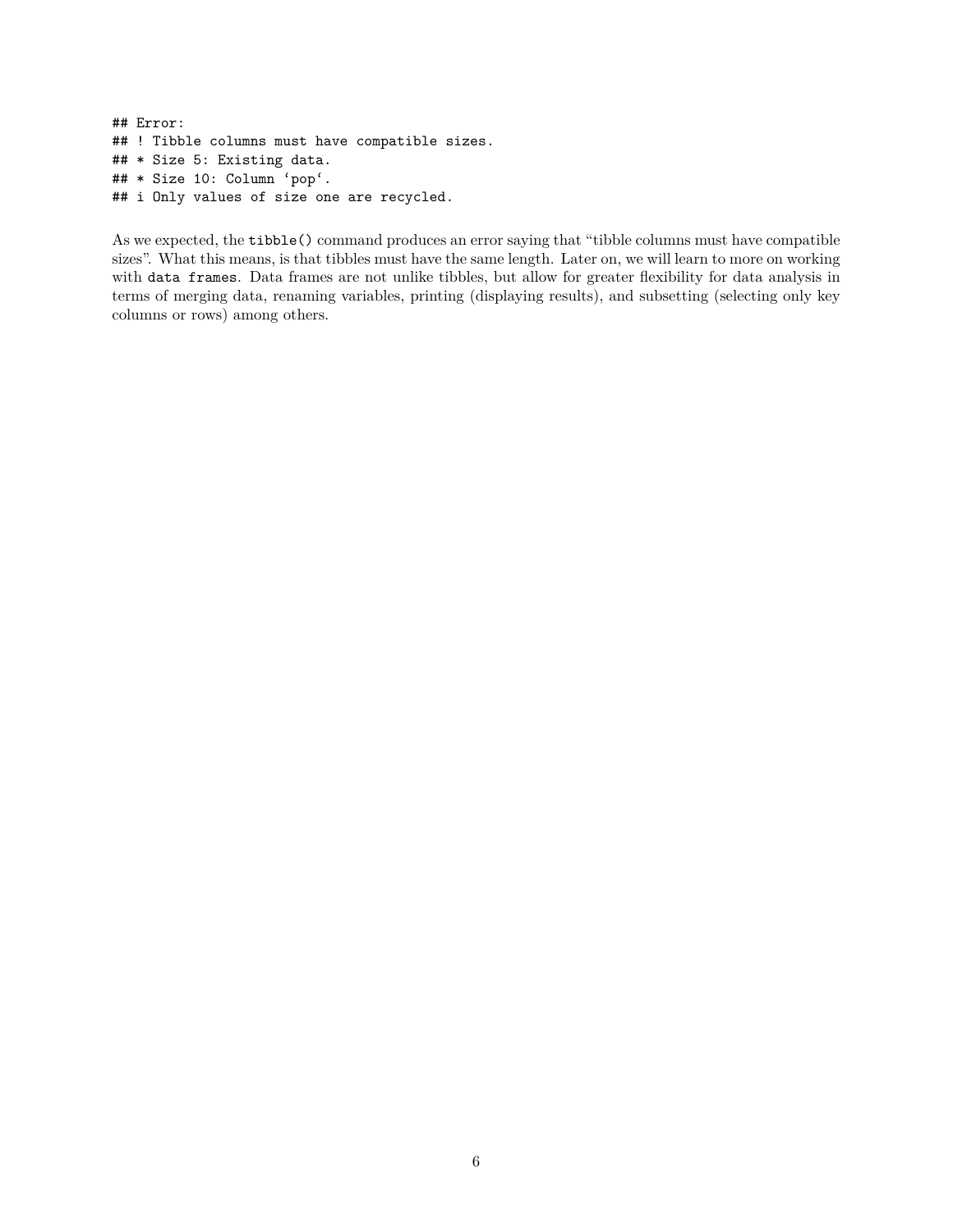```
## Error:
## ! Tibble columns must have compatible sizes.
## * Size 5: Existing data.
## * Size 10: Column ‘pop‘.
## i Only values of size one are recycled.
```

As we expected, the `tibble()` command produces an error saying that "tibble columns must have compatible sizes". What this means, is that tibbles must have the same length. Later on, we will learn to more on working with `data frames`. Data frames are not unlike tibbles, but allow for greater flexibility for data analysis in terms of merging data, renaming variables, printing (displaying results), and subsetting (selecting only key columns or rows) among others.